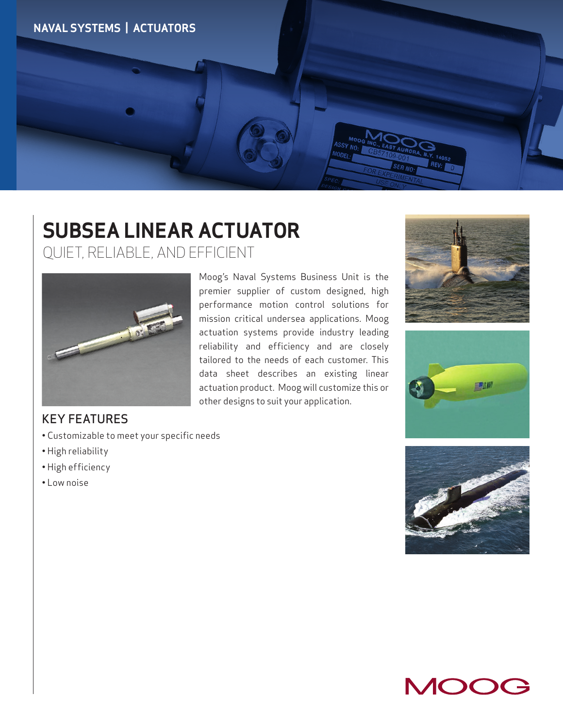NAVAL SYSTEMS | ACTUATORS

# SUBSEA LINEAR ACTUATOR

## QUIET, RELIABLE, AND EFFICIENT

Moog's Naval Systems Business Unit is the premier supplier of custom designed, high performance motion control solutions for mission critical undersea applications. Moog actuation systems provide industry leading reliability and efficiency and are closely tailored to the needs of each customer. This data sheet describes an existing linear actuation product. Moog will customize this or other designs to suit your application.

### KEY FEATURES

- Customizable to meet your specific needs
- High reliability
- High efficiency
- Low noise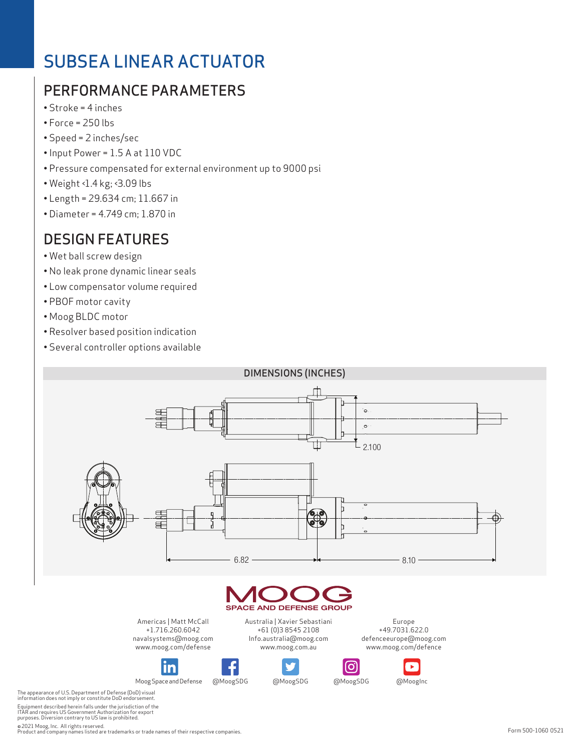# SUBSEA LINEAR ACTUATOR

## PERFORMANCE PARAMETERS

- Stroke = 4 inches
- Force = 250 lbs
- Speed = 2 inches/sec
- Input Power = 1.5 A at 110 VDC
- Pressure compensated for external environment up to 9000 psi
- Weight <1.4 kg; <3.09 lbs
- Length = 29.634 cm; 11.667 in
- Diameter = 4.749 cm; 1.870 in

## DESIGN FEATURES

- Wet ball screw design
- No leak prone dynamic linear seals
- Low compensator volume required
- PBOF motor cavity
- Moog BLDC motor
- Resolver based position indication
- Several controller options available

DIMENSIONS (INCHES)

2.100

6.82

8.10

MOOG
SPACE AND DEFENSE GROUP

Americas | Matt McCall
+1.716.260.6042
navalsystems@moog.com
www.moog.com/defense

Australia | Xavier Sebastiani
+61 (0)3 8545 2108
Info.australia@moog.com
www.moog.com.au

Europe
+49.7031.622.0
defenceeurope@moog.com
www.moog.com/defence

Moog Space and Defense | @MoogSDG | @MoogSDG | @MoogSDG | @MoogInc

The appearance of U.S. Department of Defense (DoD) visual information does not imply or constitute DoD endorsement.

Equipment described herein falls under the jurisdiction of the ITAR and requires US Government Authorization for export purposes. Diversion contrary to US law is prohibited.

© 2021 Moog, Inc. All rights reserved.
Product and company names listed are trademarks or trade names of their respective companies.

Form 500-1060 0521